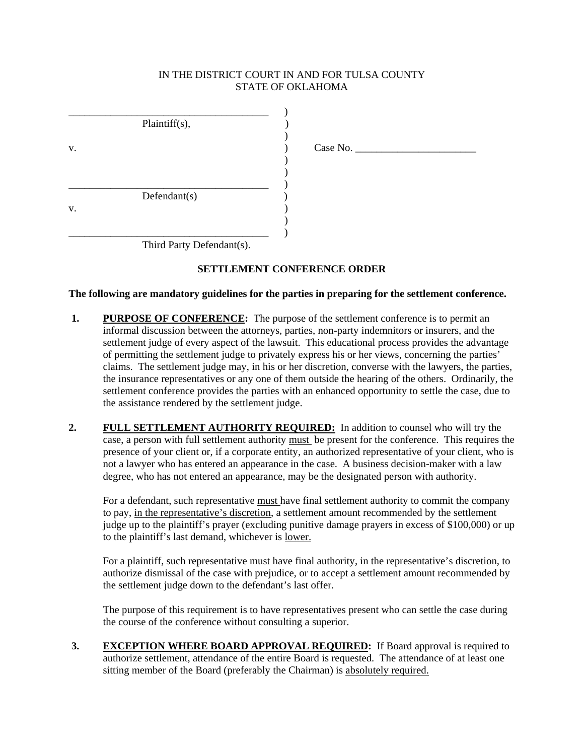IN THE DISTRICT COURT IN AND FOR TULSA COUNTY
STATE OF OKLAHOMA

| | | |
|---|---|---|
| ______________________________________ Plaintiff(s), | ) ) ) | |
| v. | ) | Case No. ________________________ |
| ______________________________________ Defendant(s) | ) ) ) ) | |
| v. | ) ) | |
| ______________________________________ Third Party Defendant(s). | ) | |

## SETTLEMENT CONFERENCE ORDER

**The following are mandatory guidelines for the parties in preparing for the settlement conference.**

**1. PURPOSE OF CONFERENCE:** The purpose of the settlement conference is to permit an informal discussion between the attorneys, parties, non-party indemnitors or insurers, and the settlement judge of every aspect of the lawsuit. This educational process provides the advantage of permitting the settlement judge to privately express his or her views, concerning the parties' claims. The settlement judge may, in his or her discretion, converse with the lawyers, the parties, the insurance representatives or any one of them outside the hearing of the others. Ordinarily, the settlement conference provides the parties with an enhanced opportunity to settle the case, due to the assistance rendered by the settlement judge.

**2. FULL SETTLEMENT AUTHORITY REQUIRED:** In addition to counsel who will try the case, a person with full settlement authority must be present for the conference. This requires the presence of your client or, if a corporate entity, an authorized representative of your client, who is not a lawyer who has entered an appearance in the case. A business decision-maker with a law degree, who has not entered an appearance, may be the designated person with authority.

For a defendant, such representative must have final settlement authority to commit the company to pay, in the representative's discretion, a settlement amount recommended by the settlement judge up to the plaintiff's prayer (excluding punitive damage prayers in excess of $100,000) or up to the plaintiff's last demand, whichever is lower.

For a plaintiff, such representative must have final authority, in the representative's discretion, to authorize dismissal of the case with prejudice, or to accept a settlement amount recommended by the settlement judge down to the defendant's last offer.

The purpose of this requirement is to have representatives present who can settle the case during the course of the conference without consulting a superior.

**3. EXCEPTION WHERE BOARD APPROVAL REQUIRED:** If Board approval is required to authorize settlement, attendance of the entire Board is requested. The attendance of at least one sitting member of the Board (preferably the Chairman) is absolutely required.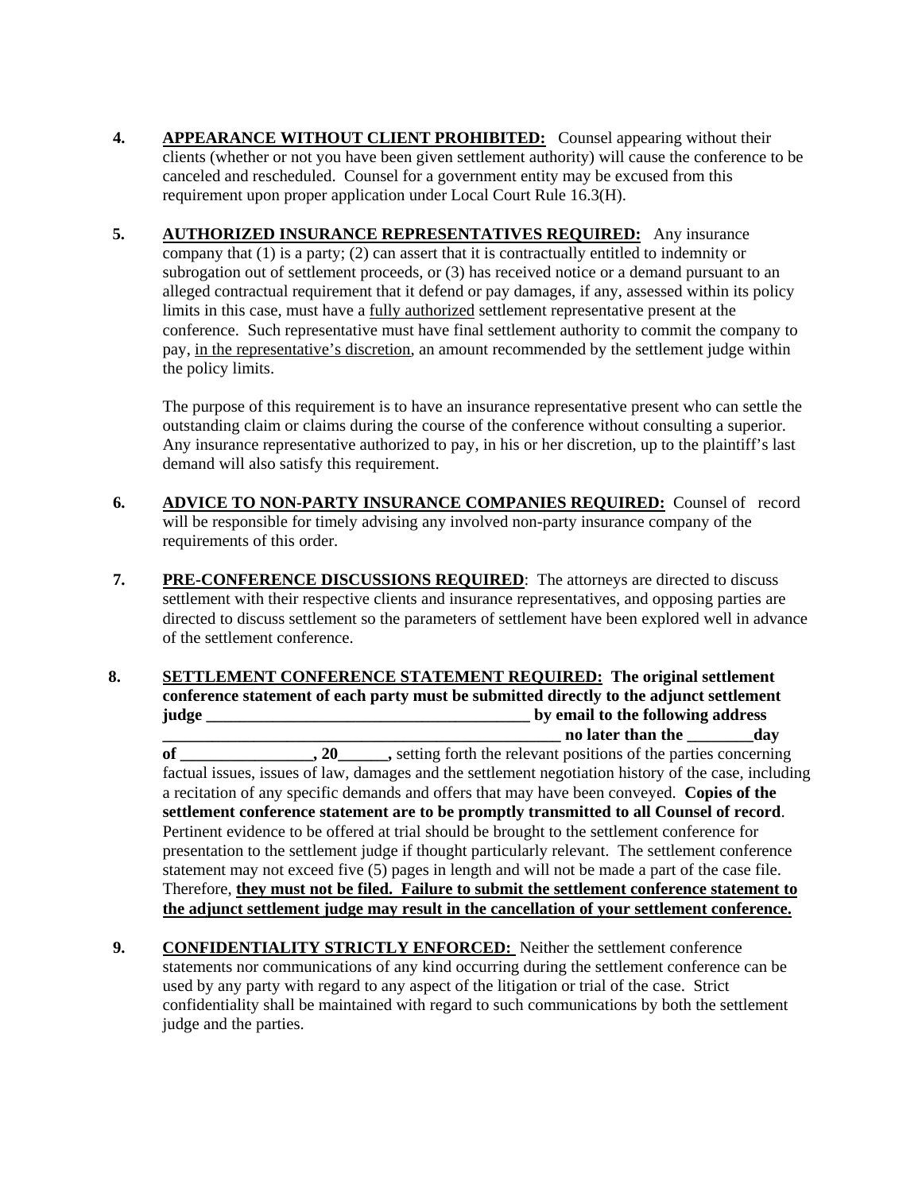4. **APPEARANCE WITHOUT CLIENT PROHIBITED:** Counsel appearing without their clients (whether or not you have been given settlement authority) will cause the conference to be canceled and rescheduled. Counsel for a government entity may be excused from this requirement upon proper application under Local Court Rule 16.3(H).

5. **AUTHORIZED INSURANCE REPRESENTATIVES REQUIRED:** Any insurance company that (1) is a party; (2) can assert that it is contractually entitled to indemnity or subrogation out of settlement proceeds, or (3) has received notice or a demand pursuant to an alleged contractual requirement that it defend or pay damages, if any, assessed within its policy limits in this case, must have a fully authorized settlement representative present at the conference. Such representative must have final settlement authority to commit the company to pay, in the representative's discretion, an amount recommended by the settlement judge within the policy limits.

   The purpose of this requirement is to have an insurance representative present who can settle the outstanding claim or claims during the course of the conference without consulting a superior. Any insurance representative authorized to pay, in his or her discretion, up to the plaintiff's last demand will also satisfy this requirement.

6. **ADVICE TO NON-PARTY INSURANCE COMPANIES REQUIRED:** Counsel of record will be responsible for timely advising any involved non-party insurance company of the requirements of this order.

7. **PRE-CONFERENCE DISCUSSIONS REQUIRED**: The attorneys are directed to discuss settlement with their respective clients and insurance representatives, and opposing parties are directed to discuss settlement so the parameters of settlement have been explored well in advance of the settlement conference.

8. **SETTLEMENT CONFERENCE STATEMENT REQUIRED: The original settlement conference statement of each party must be submitted directly to the adjunct settlement judge ________________________________________ by email to the following address ________________________________________________ no later than the ________day of ________________, 20______,** setting forth the relevant positions of the parties concerning factual issues, issues of law, damages and the settlement negotiation history of the case, including a recitation of any specific demands and offers that may have been conveyed. **Copies of the settlement conference statement are to be promptly transmitted to all Counsel of record**. Pertinent evidence to be offered at trial should be brought to the settlement conference for presentation to the settlement judge if thought particularly relevant. The settlement conference statement may not exceed five (5) pages in length and will not be made a part of the case file. Therefore, **they must not be filed. Failure to submit the settlement conference statement to the adjunct settlement judge may result in the cancellation of your settlement conference.**

9. **CONFIDENTIALITY STRICTLY ENFORCED:** Neither the settlement conference statements nor communications of any kind occurring during the settlement conference can be used by any party with regard to any aspect of the litigation or trial of the case. Strict confidentiality shall be maintained with regard to such communications by both the settlement judge and the parties.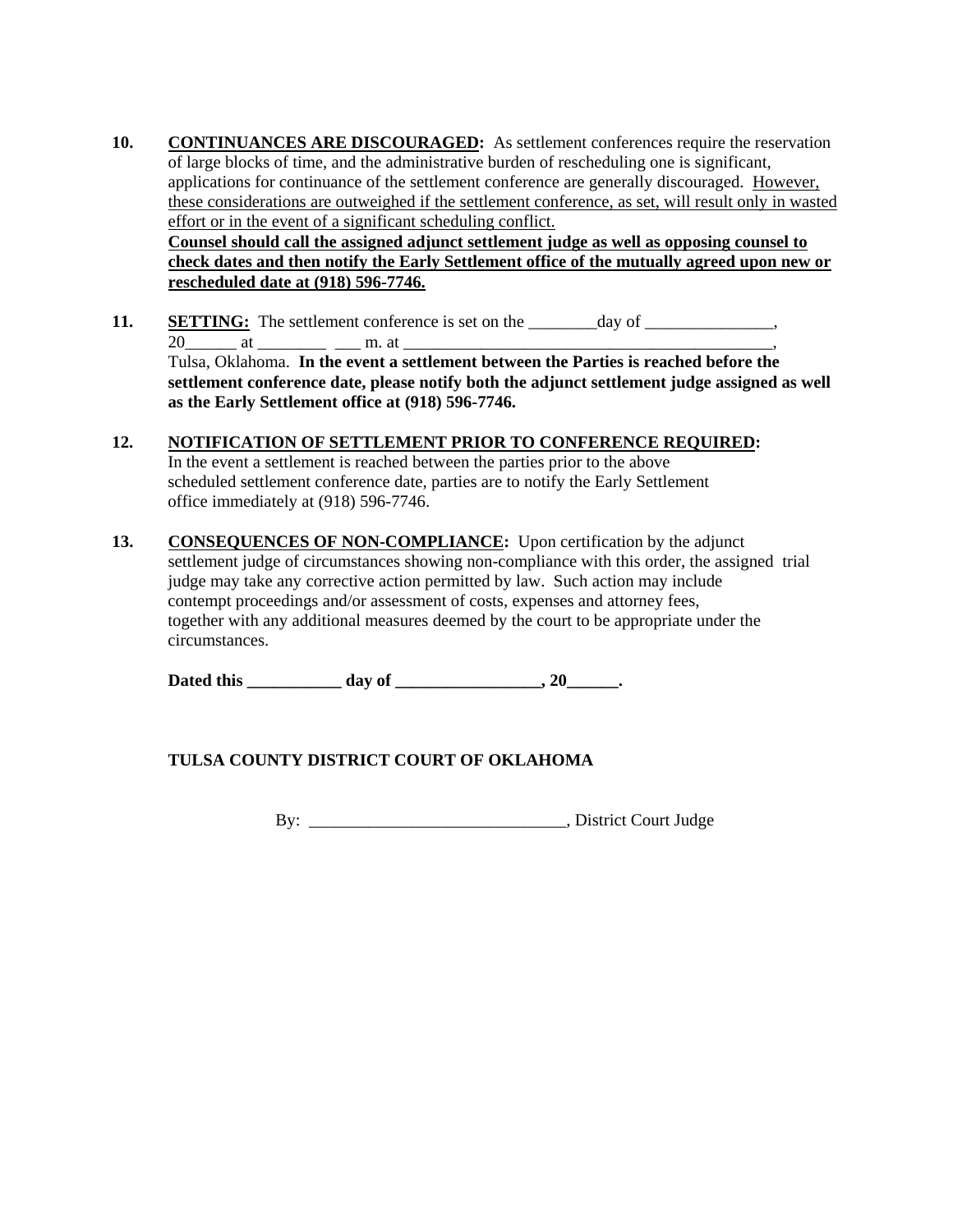10. **<u>CONTINUANCES ARE DISCOURAGED</u>:** As settlement conferences require the reservation of large blocks of time, and the administrative burden of rescheduling one is significant, applications for continuance of the settlement conference are generally discouraged. <u>However, these considerations are outweighed if the settlement conference, as set, will result only in wasted effort or in the event of a significant scheduling conflict.</u>
**<u>Counsel should call the assigned adjunct settlement judge as well as opposing counsel to check dates and then notify the Early Settlement office of the mutually agreed upon new or rescheduled date at (918) 596-7746.</u>**

11. **<u>SETTING:</u>** The settlement conference is set on the ________day of _______________, 20______ at ________ ___ m. at ____________________________________________, Tulsa, Oklahoma. **In the event a settlement between the Parties is reached before the settlement conference date, please notify both the adjunct settlement judge assigned as well as the Early Settlement office at (918) 596-7746.**

12. **<u>NOTIFICATION OF SETTLEMENT PRIOR TO CONFERENCE REQUIRED</u>:** In the event a settlement is reached between the parties prior to the above scheduled settlement conference date, parties are to notify the Early Settlement office immediately at (918) 596-7746.

13. **<u>CONSEQUENCES OF NON-COMPLIANCE</u>:** Upon certification by the adjunct settlement judge of circumstances showing non-compliance with this order, the assigned trial judge may take any corrective action permitted by law. Such action may include contempt proceedings and/or assessment of costs, expenses and attorney fees, together with any additional measures deemed by the court to be appropriate under the circumstances.

**Dated this ___________ day of _________________, 20______.**

**TULSA COUNTY DISTRICT COURT OF OKLAHOMA**

By: ______________________________, District Court Judge